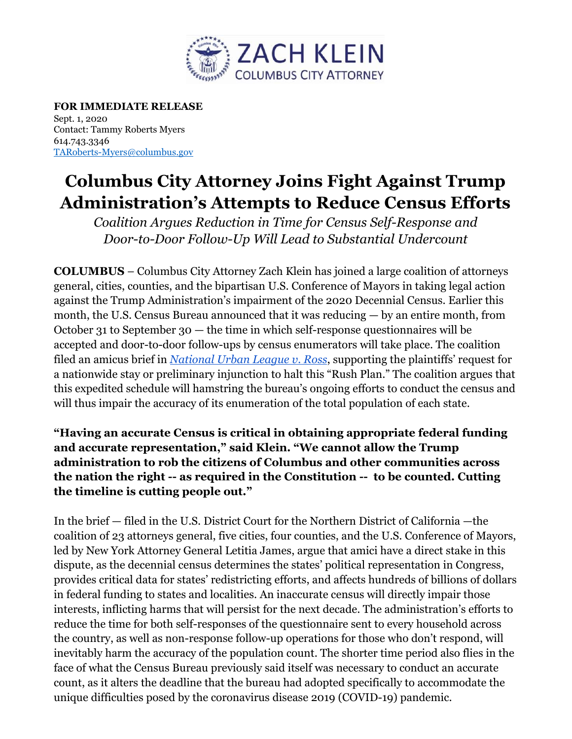ZACH KLEIN
COLUMBUS CITY ATTORNEY

**FOR IMMEDIATE RELEASE**
Sept. 1, 2020
Contact: Tammy Roberts Myers
614.743.3346
TARoberts-Myers@columbus.gov

# Columbus City Attorney Joins Fight Against Trump Administration's Attempts to Reduce Census Efforts

*Coalition Argues Reduction in Time for Census Self-Response and Door-to-Door Follow-Up Will Lead to Substantial Undercount*

**COLUMBUS** – Columbus City Attorney Zach Klein has joined a large coalition of attorneys general, cities, counties, and the bipartisan U.S. Conference of Mayors in taking legal action against the Trump Administration's impairment of the 2020 Decennial Census. Earlier this month, the U.S. Census Bureau announced that it was reducing — by an entire month, from October 31 to September 30 — the time in which self-response questionnaires will be accepted and door-to-door follow-ups by census enumerators will take place. The coalition filed an amicus brief in *National Urban League v. Ross*, supporting the plaintiffs' request for a nationwide stay or preliminary injunction to halt this "Rush Plan." The coalition argues that this expedited schedule will hamstring the bureau's ongoing efforts to conduct the census and will thus impair the accuracy of its enumeration of the total population of each state.

**"Having an accurate Census is critical in obtaining appropriate federal funding and accurate representation," said Klein. "We cannot allow the Trump administration to rob the citizens of Columbus and other communities across the nation the right -- as required in the Constitution -- to be counted. Cutting the timeline is cutting people out."**

In the brief — filed in the U.S. District Court for the Northern District of California —the coalition of 23 attorneys general, five cities, four counties, and the U.S. Conference of Mayors, led by New York Attorney General Letitia James, argue that amici have a direct stake in this dispute, as the decennial census determines the states' political representation in Congress, provides critical data for states' redistricting efforts, and affects hundreds of billions of dollars in federal funding to states and localities. An inaccurate census will directly impair those interests, inflicting harms that will persist for the next decade. The administration's efforts to reduce the time for both self-responses of the questionnaire sent to every household across the country, as well as non-response follow-up operations for those who don't respond, will inevitably harm the accuracy of the population count. The shorter time period also flies in the face of what the Census Bureau previously said itself was necessary to conduct an accurate count, as it alters the deadline that the bureau had adopted specifically to accommodate the unique difficulties posed by the coronavirus disease 2019 (COVID-19) pandemic.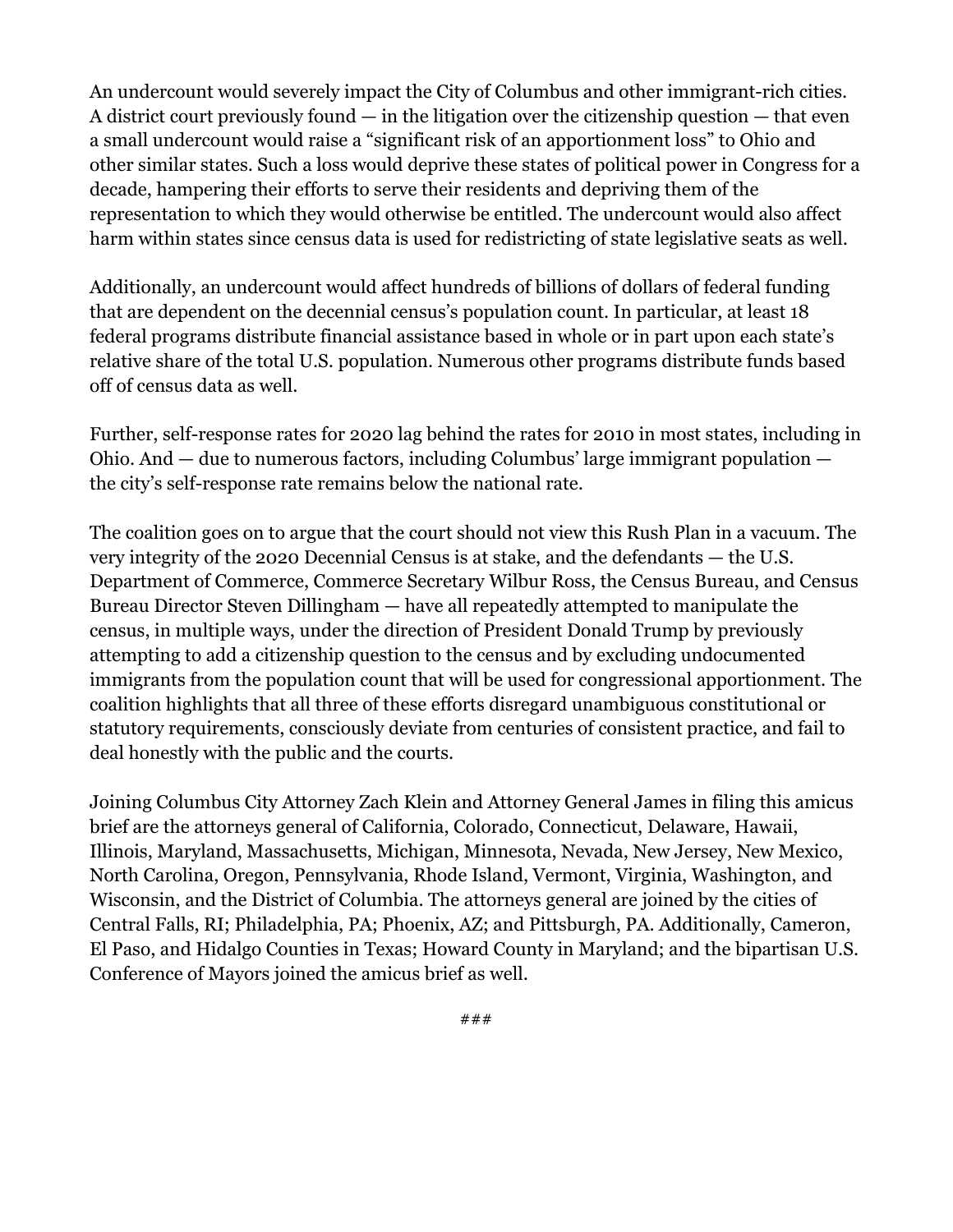An undercount would severely impact the City of Columbus and other immigrant-rich cities. A district court previously found — in the litigation over the citizenship question — that even a small undercount would raise a "significant risk of an apportionment loss" to Ohio and other similar states. Such a loss would deprive these states of political power in Congress for a decade, hampering their efforts to serve their residents and depriving them of the representation to which they would otherwise be entitled. The undercount would also affect harm within states since census data is used for redistricting of state legislative seats as well.

Additionally, an undercount would affect hundreds of billions of dollars of federal funding that are dependent on the decennial census's population count. In particular, at least 18 federal programs distribute financial assistance based in whole or in part upon each state's relative share of the total U.S. population. Numerous other programs distribute funds based off of census data as well.

Further, self-response rates for 2020 lag behind the rates for 2010 in most states, including in Ohio. And — due to numerous factors, including Columbus' large immigrant population — the city's self-response rate remains below the national rate.

The coalition goes on to argue that the court should not view this Rush Plan in a vacuum. The very integrity of the 2020 Decennial Census is at stake, and the defendants — the U.S. Department of Commerce, Commerce Secretary Wilbur Ross, the Census Bureau, and Census Bureau Director Steven Dillingham — have all repeatedly attempted to manipulate the census, in multiple ways, under the direction of President Donald Trump by previously attempting to add a citizenship question to the census and by excluding undocumented immigrants from the population count that will be used for congressional apportionment. The coalition highlights that all three of these efforts disregard unambiguous constitutional or statutory requirements, consciously deviate from centuries of consistent practice, and fail to deal honestly with the public and the courts.

Joining Columbus City Attorney Zach Klein and Attorney General James in filing this amicus brief are the attorneys general of California, Colorado, Connecticut, Delaware, Hawaii, Illinois, Maryland, Massachusetts, Michigan, Minnesota, Nevada, New Jersey, New Mexico, North Carolina, Oregon, Pennsylvania, Rhode Island, Vermont, Virginia, Washington, and Wisconsin, and the District of Columbia. The attorneys general are joined by the cities of Central Falls, RI; Philadelphia, PA; Phoenix, AZ; and Pittsburgh, PA. Additionally, Cameron, El Paso, and Hidalgo Counties in Texas; Howard County in Maryland; and the bipartisan U.S. Conference of Mayors joined the amicus brief as well.

###